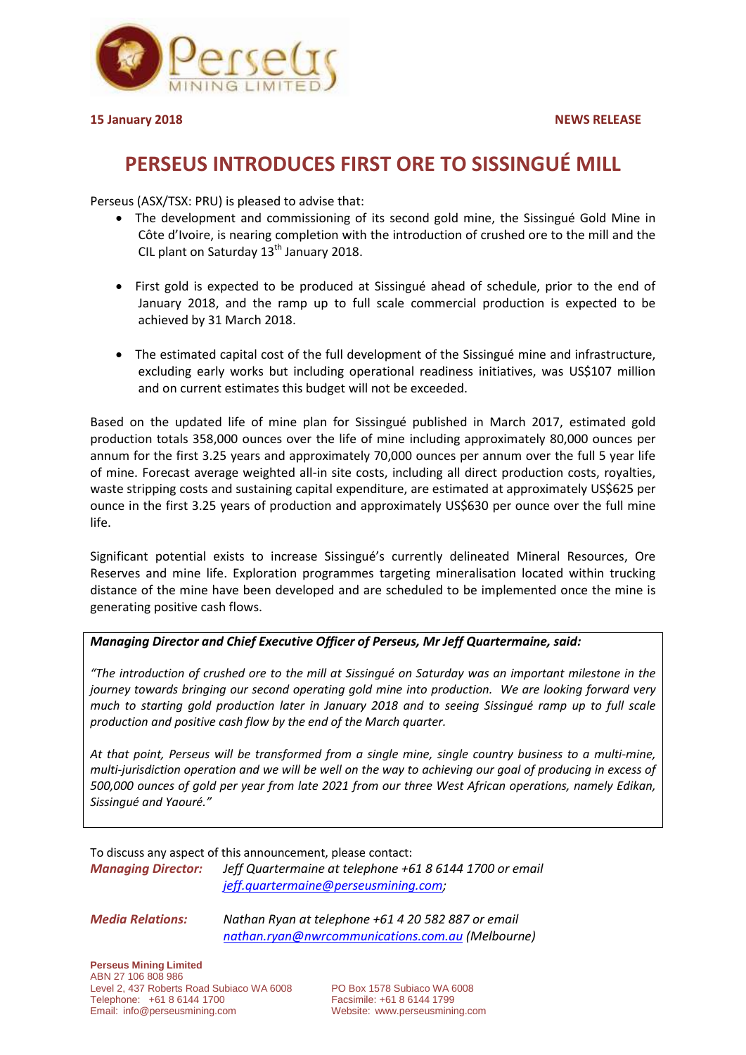**15 January 2018** **NEWS RELEASE**

# PERSEUS INTRODUCES FIRST ORE TO SISSINGUÉ MILL

Perseus (ASX/TSX: PRU) is pleased to advise that:

- The development and commissioning of its second gold mine, the Sissingué Gold Mine in Côte d'Ivoire, is nearing completion with the introduction of crushed ore to the mill and the CIL plant on Saturday 13th January 2018.
- First gold is expected to be produced at Sissingué ahead of schedule, prior to the end of January 2018, and the ramp up to full scale commercial production is expected to be achieved by 31 March 2018.
- The estimated capital cost of the full development of the Sissingué mine and infrastructure, excluding early works but including operational readiness initiatives, was US$107 million and on current estimates this budget will not be exceeded.

Based on the updated life of mine plan for Sissingué published in March 2017, estimated gold production totals 358,000 ounces over the life of mine including approximately 80,000 ounces per annum for the first 3.25 years and approximately 70,000 ounces per annum over the full 5 year life of mine. Forecast average weighted all-in site costs, including all direct production costs, royalties, waste stripping costs and sustaining capital expenditure, are estimated at approximately US$625 per ounce in the first 3.25 years of production and approximately US$630 per ounce over the full mine life.

Significant potential exists to increase Sissingué's currently delineated Mineral Resources, Ore Reserves and mine life. Exploration programmes targeting mineralisation located within trucking distance of the mine have been developed and are scheduled to be implemented once the mine is generating positive cash flows.

***Managing Director and Chief Executive Officer of Perseus, Mr Jeff Quartermaine, said:***

*"The introduction of crushed ore to the mill at Sissingué on Saturday was an important milestone in the journey towards bringing our second operating gold mine into production. We are looking forward very much to starting gold production later in January 2018 and to seeing Sissingué ramp up to full scale production and positive cash flow by the end of the March quarter.*

*At that point, Perseus will be transformed from a single mine, single country business to a multi-mine, multi-jurisdiction operation and we will be well on the way to achieving our goal of producing in excess of 500,000 ounces of gold per year from late 2021 from our three West African operations, namely Edikan, Sissingué and Yaouré."*

To discuss any aspect of this announcement, please contact:

***Managing Director:*** *Jeff Quartermaine at telephone +61 8 6144 1700 or email jeff.quartermaine@perseusmining.com;*

***Media Relations:*** *Nathan Ryan at telephone +61 4 20 582 887 or email nathan.ryan@nwrcommunications.com.au (Melbourne)*

**Perseus Mining Limited**
ABN 27 106 808 986
Level 2, 437 Roberts Road Subiaco WA 6008
Telephone: +61 8 6144 1700
Email: info@perseusmining.com

PO Box 1578 Subiaco WA 6008
Facsimile: +61 8 6144 1799
Website: www.perseusmining.com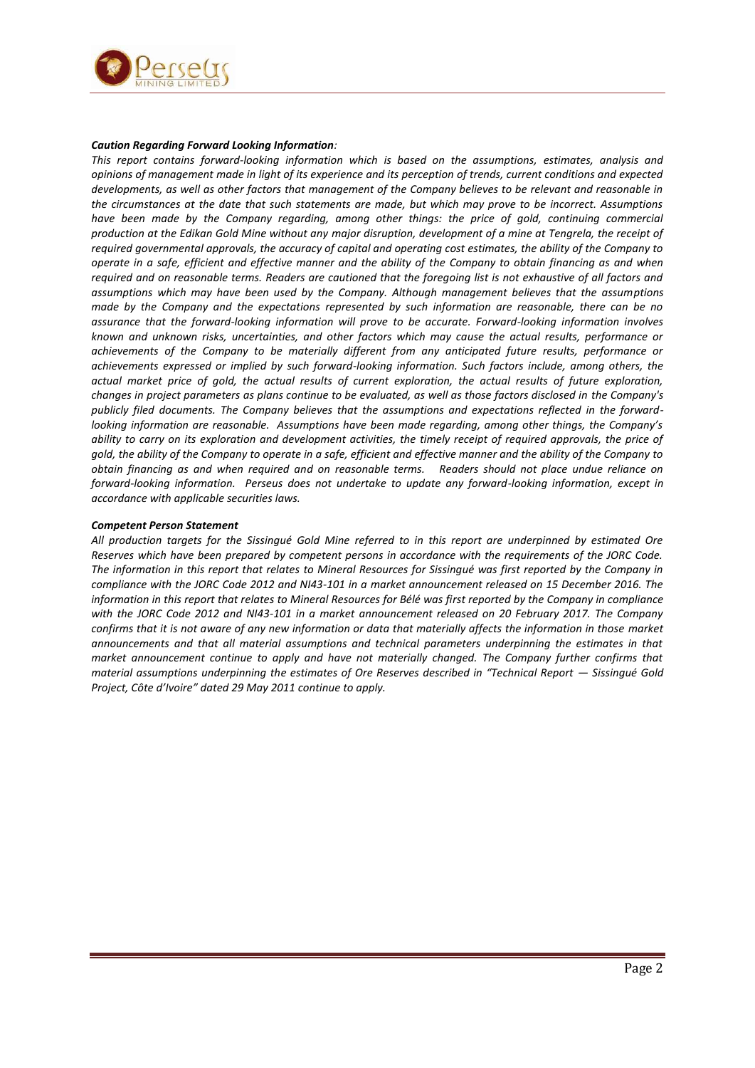***Caution Regarding Forward Looking Information:***

*This report contains forward-looking information which is based on the assumptions, estimates, analysis and opinions of management made in light of its experience and its perception of trends, current conditions and expected developments, as well as other factors that management of the Company believes to be relevant and reasonable in the circumstances at the date that such statements are made, but which may prove to be incorrect. Assumptions have been made by the Company regarding, among other things: the price of gold, continuing commercial production at the Edikan Gold Mine without any major disruption, development of a mine at Tengrela, the receipt of required governmental approvals, the accuracy of capital and operating cost estimates, the ability of the Company to operate in a safe, efficient and effective manner and the ability of the Company to obtain financing as and when required and on reasonable terms. Readers are cautioned that the foregoing list is not exhaustive of all factors and assumptions which may have been used by the Company. Although management believes that the assumptions made by the Company and the expectations represented by such information are reasonable, there can be no assurance that the forward-looking information will prove to be accurate. Forward-looking information involves known and unknown risks, uncertainties, and other factors which may cause the actual results, performance or achievements of the Company to be materially different from any anticipated future results, performance or achievements expressed or implied by such forward-looking information. Such factors include, among others, the actual market price of gold, the actual results of current exploration, the actual results of future exploration, changes in project parameters as plans continue to be evaluated, as well as those factors disclosed in the Company's publicly filed documents. The Company believes that the assumptions and expectations reflected in the forward-looking information are reasonable. Assumptions have been made regarding, among other things, the Company's ability to carry on its exploration and development activities, the timely receipt of required approvals, the price of gold, the ability of the Company to operate in a safe, efficient and effective manner and the ability of the Company to obtain financing as and when required and on reasonable terms. Readers should not place undue reliance on forward-looking information. Perseus does not undertake to update any forward-looking information, except in accordance with applicable securities laws.*

***Competent Person Statement***

*All production targets for the Sissingué Gold Mine referred to in this report are underpinned by estimated Ore Reserves which have been prepared by competent persons in accordance with the requirements of the JORC Code. The information in this report that relates to Mineral Resources for Sissingué was first reported by the Company in compliance with the JORC Code 2012 and NI43-101 in a market announcement released on 15 December 2016. The information in this report that relates to Mineral Resources for Bélé was first reported by the Company in compliance with the JORC Code 2012 and NI43-101 in a market announcement released on 20 February 2017. The Company confirms that it is not aware of any new information or data that materially affects the information in those market announcements and that all material assumptions and technical parameters underpinning the estimates in that market announcement continue to apply and have not materially changed. The Company further confirms that material assumptions underpinning the estimates of Ore Reserves described in "Technical Report — Sissingué Gold Project, Côte d'Ivoire" dated 29 May 2011 continue to apply.*